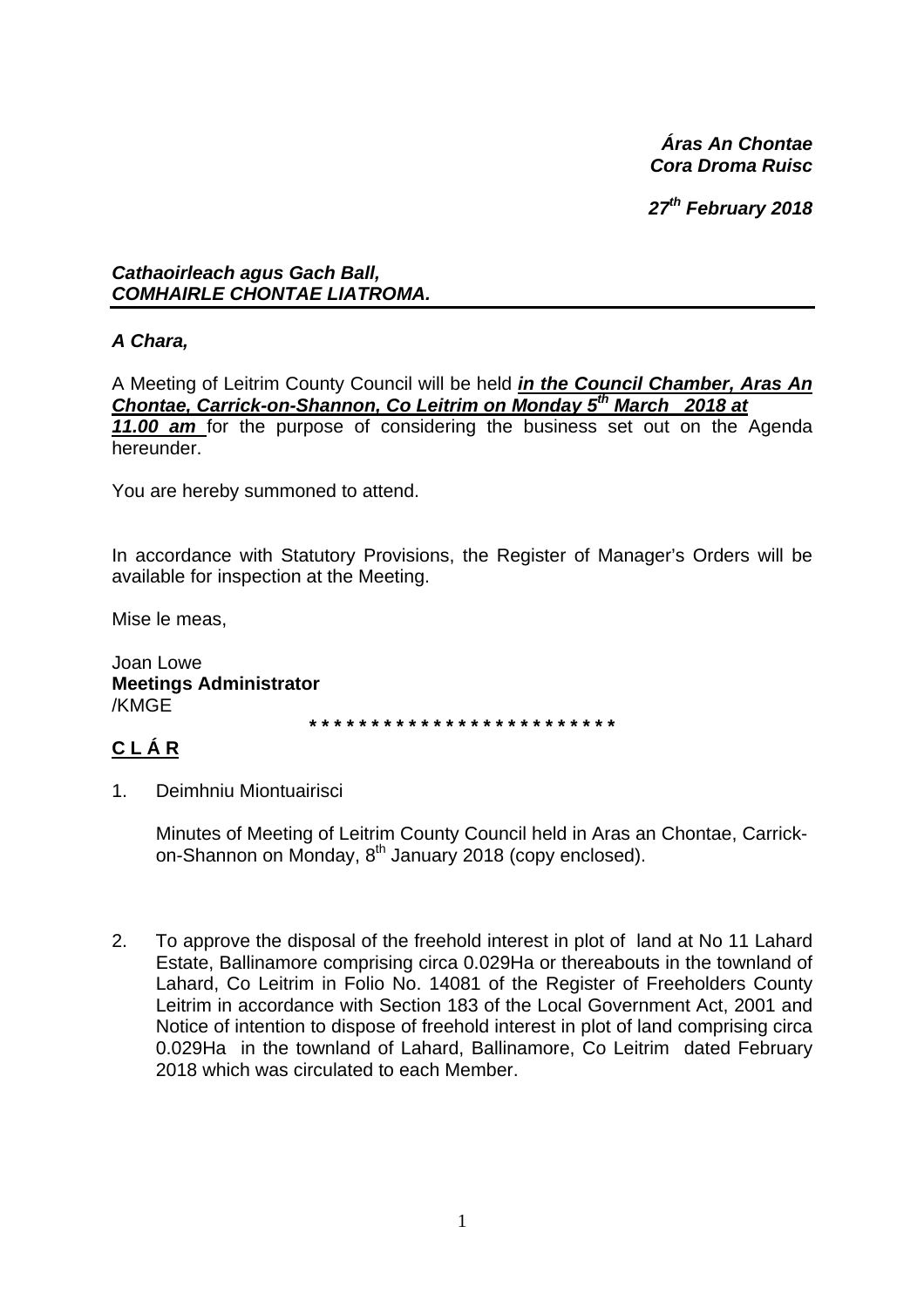***Áras An Chontae***
***Cora Droma Ruisc***

***27th February 2018***

***Cathaoirleach agus Gach Ball,***
***COMHAIRLE CHONTAE LIATROMA.***

---

***A Chara,***

A Meeting of Leitrim County Council will be held ***in the Council Chamber, Aras An Chontae, Carrick-on-Shannon, Co Leitrim on Monday 5th March 2018 at 11.00 am*** for the purpose of considering the business set out on the Agenda hereunder.

You are hereby summoned to attend.

In accordance with Statutory Provisions, the Register of Manager's Orders will be available for inspection at the Meeting.

Mise le meas,

Joan Lowe
**Meetings Administrator**
/KMGE

\* \* \* \* \* \* \* \* \* \* \* \* \* \* \* \* \* \* \* \* \* \* \* \* \* \*

## C L Á R

1. Deimhniu Miontuairisci

   Minutes of Meeting of Leitrim County Council held in Aras an Chontae, Carrick-on-Shannon on Monday, 8th January 2018 (copy enclosed).

2. To approve the disposal of the freehold interest in plot of land at No 11 Lahard Estate, Ballinamore comprising circa 0.029Ha or thereabouts in the townland of Lahard, Co Leitrim in Folio No. 14081 of the Register of Freeholders County Leitrim in accordance with Section 183 of the Local Government Act, 2001 and Notice of intention to dispose of freehold interest in plot of land comprising circa 0.029Ha in the townland of Lahard, Ballinamore, Co Leitrim dated February 2018 which was circulated to each Member.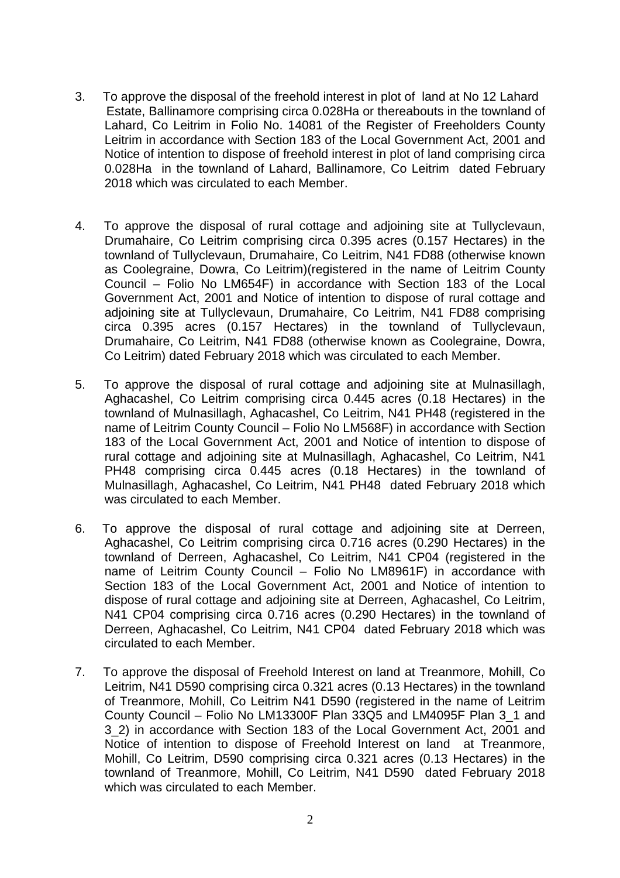3. To approve the disposal of the freehold interest in plot of land at No 12 Lahard Estate, Ballinamore comprising circa 0.028Ha or thereabouts in the townland of Lahard, Co Leitrim in Folio No. 14081 of the Register of Freeholders County Leitrim in accordance with Section 183 of the Local Government Act, 2001 and Notice of intention to dispose of freehold interest in plot of land comprising circa 0.028Ha in the townland of Lahard, Ballinamore, Co Leitrim dated February 2018 which was circulated to each Member.

4. To approve the disposal of rural cottage and adjoining site at Tullyclevaun, Drumahaire, Co Leitrim comprising circa 0.395 acres (0.157 Hectares) in the townland of Tullyclevaun, Drumahaire, Co Leitrim, N41 FD88 (otherwise known as Coolegraine, Dowra, Co Leitrim)(registered in the name of Leitrim County Council – Folio No LM654F) in accordance with Section 183 of the Local Government Act, 2001 and Notice of intention to dispose of rural cottage and adjoining site at Tullyclevaun, Drumahaire, Co Leitrim, N41 FD88 comprising circa 0.395 acres (0.157 Hectares) in the townland of Tullyclevaun, Drumahaire, Co Leitrim, N41 FD88 (otherwise known as Coolegraine, Dowra, Co Leitrim) dated February 2018 which was circulated to each Member.

5. To approve the disposal of rural cottage and adjoining site at Mulnasillagh, Aghacashel, Co Leitrim comprising circa 0.445 acres (0.18 Hectares) in the townland of Mulnasillagh, Aghacashel, Co Leitrim, N41 PH48 (registered in the name of Leitrim County Council – Folio No LM568F) in accordance with Section 183 of the Local Government Act, 2001 and Notice of intention to dispose of rural cottage and adjoining site at Mulnasillagh, Aghacashel, Co Leitrim, N41 PH48 comprising circa 0.445 acres (0.18 Hectares) in the townland of Mulnasillagh, Aghacashel, Co Leitrim, N41 PH48 dated February 2018 which was circulated to each Member.

6. To approve the disposal of rural cottage and adjoining site at Derreen, Aghacashel, Co Leitrim comprising circa 0.716 acres (0.290 Hectares) in the townland of Derreen, Aghacashel, Co Leitrim, N41 CP04 (registered in the name of Leitrim County Council – Folio No LM8961F) in accordance with Section 183 of the Local Government Act, 2001 and Notice of intention to dispose of rural cottage and adjoining site at Derreen, Aghacashel, Co Leitrim, N41 CP04 comprising circa 0.716 acres (0.290 Hectares) in the townland of Derreen, Aghacashel, Co Leitrim, N41 CP04 dated February 2018 which was circulated to each Member.

7. To approve the disposal of Freehold Interest on land at Treanmore, Mohill, Co Leitrim, N41 D590 comprising circa 0.321 acres (0.13 Hectares) in the townland of Treanmore, Mohill, Co Leitrim N41 D590 (registered in the name of Leitrim County Council – Folio No LM13300F Plan 33Q5 and LM4095F Plan 3_1 and 3_2) in accordance with Section 183 of the Local Government Act, 2001 and Notice of intention to dispose of Freehold Interest on land at Treanmore, Mohill, Co Leitrim, D590 comprising circa 0.321 acres (0.13 Hectares) in the townland of Treanmore, Mohill, Co Leitrim, N41 D590 dated February 2018 which was circulated to each Member.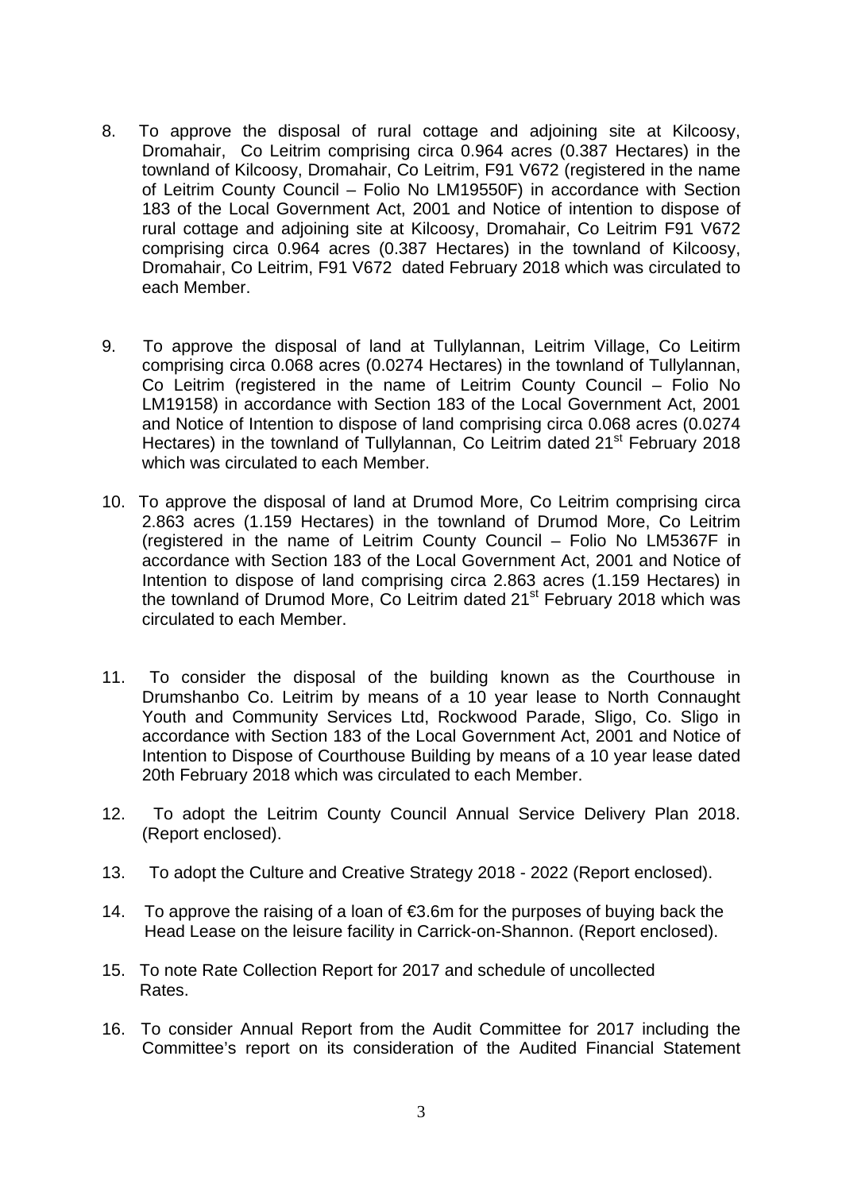8. To approve the disposal of rural cottage and adjoining site at Kilcoosy, Dromahair, Co Leitrim comprising circa 0.964 acres (0.387 Hectares) in the townland of Kilcoosy, Dromahair, Co Leitrim, F91 V672 (registered in the name of Leitrim County Council – Folio No LM19550F) in accordance with Section 183 of the Local Government Act, 2001 and Notice of intention to dispose of rural cottage and adjoining site at Kilcoosy, Dromahair, Co Leitrim F91 V672 comprising circa 0.964 acres (0.387 Hectares) in the townland of Kilcoosy, Dromahair, Co Leitrim, F91 V672 dated February 2018 which was circulated to each Member.

9. To approve the disposal of land at Tullylannan, Leitrim Village, Co Leitirm comprising circa 0.068 acres (0.0274 Hectares) in the townland of Tullylannan, Co Leitrim (registered in the name of Leitrim County Council – Folio No LM19158) in accordance with Section 183 of the Local Government Act, 2001 and Notice of Intention to dispose of land comprising circa 0.068 acres (0.0274 Hectares) in the townland of Tullylannan, Co Leitrim dated 21st February 2018 which was circulated to each Member.

10. To approve the disposal of land at Drumod More, Co Leitrim comprising circa 2.863 acres (1.159 Hectares) in the townland of Drumod More, Co Leitrim (registered in the name of Leitrim County Council – Folio No LM5367F in accordance with Section 183 of the Local Government Act, 2001 and Notice of Intention to dispose of land comprising circa 2.863 acres (1.159 Hectares) in the townland of Drumod More, Co Leitrim dated 21st February 2018 which was circulated to each Member.

11. To consider the disposal of the building known as the Courthouse in Drumshanbo Co. Leitrim by means of a 10 year lease to North Connaught Youth and Community Services Ltd, Rockwood Parade, Sligo, Co. Sligo in accordance with Section 183 of the Local Government Act, 2001 and Notice of Intention to Dispose of Courthouse Building by means of a 10 year lease dated 20th February 2018 which was circulated to each Member.

12. To adopt the Leitrim County Council Annual Service Delivery Plan 2018. (Report enclosed).

13. To adopt the Culture and Creative Strategy 2018 - 2022 (Report enclosed).

14. To approve the raising of a loan of €3.6m for the purposes of buying back the Head Lease on the leisure facility in Carrick-on-Shannon. (Report enclosed).

15. To note Rate Collection Report for 2017 and schedule of uncollected Rates.

16. To consider Annual Report from the Audit Committee for 2017 including the Committee's report on its consideration of the Audited Financial Statement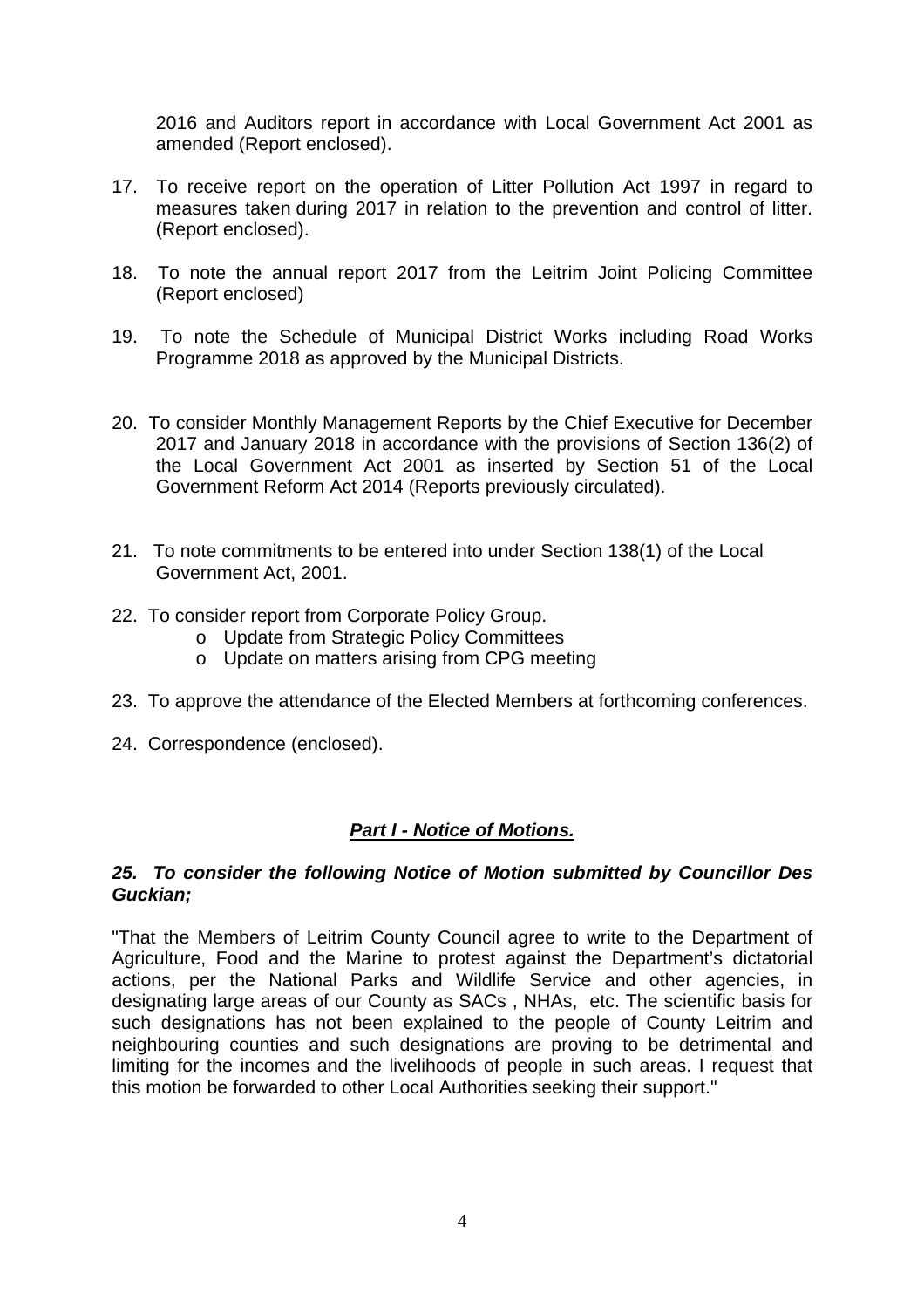2016 and Auditors report in accordance with Local Government Act 2001 as amended (Report enclosed).

17. To receive report on the operation of Litter Pollution Act 1997 in regard to measures taken during 2017 in relation to the prevention and control of litter. (Report enclosed).

18. To note the annual report 2017 from the Leitrim Joint Policing Committee (Report enclosed)

19. To note the Schedule of Municipal District Works including Road Works Programme 2018 as approved by the Municipal Districts.

20. To consider Monthly Management Reports by the Chief Executive for December 2017 and January 2018 in accordance with the provisions of Section 136(2) of the Local Government Act 2001 as inserted by Section 51 of the Local Government Reform Act 2014 (Reports previously circulated).

21. To note commitments to be entered into under Section 138(1) of the Local Government Act, 2001.

22. To consider report from Corporate Policy Group.
    - Update from Strategic Policy Committees
    - Update on matters arising from CPG meeting

23. To approve the attendance of the Elected Members at forthcoming conferences.

24. Correspondence (enclosed).

***Part I - Notice of Motions.***

***25. To consider the following Notice of Motion submitted by Councillor Des Guckian;***

"That the Members of Leitrim County Council agree to write to the Department of Agriculture, Food and the Marine to protest against the Department's dictatorial actions, per the National Parks and Wildlife Service and other agencies, in designating large areas of our County as SACs , NHAs, etc. The scientific basis for such designations has not been explained to the people of County Leitrim and neighbouring counties and such designations are proving to be detrimental and limiting for the incomes and the livelihoods of people in such areas. I request that this motion be forwarded to other Local Authorities seeking their support."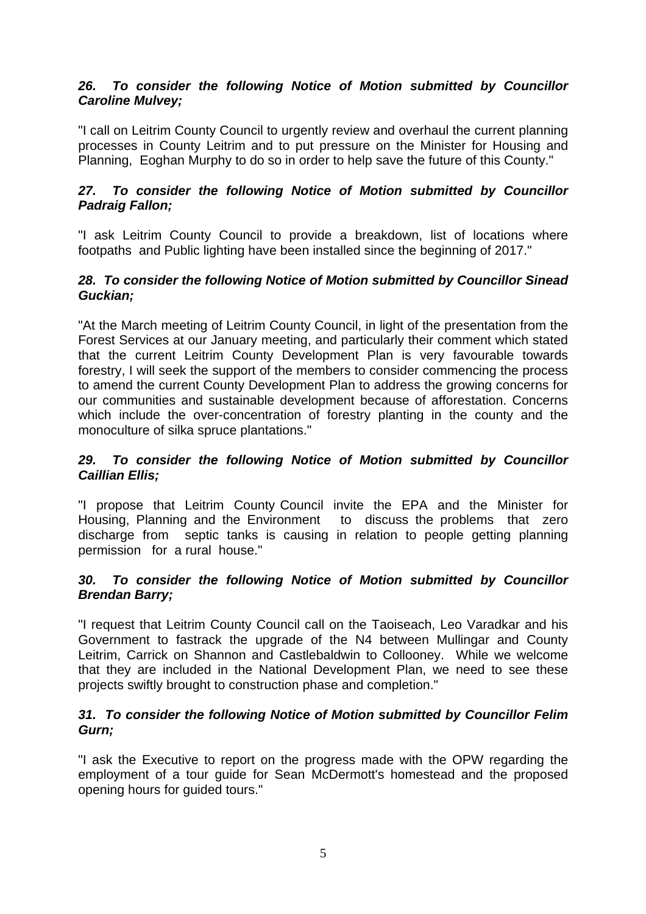***26. To consider the following Notice of Motion submitted by Councillor Caroline Mulvey;***

"I call on Leitrim County Council to urgently review and overhaul the current planning processes in County Leitrim and to put pressure on the Minister for Housing and Planning, Eoghan Murphy to do so in order to help save the future of this County."

***27. To consider the following Notice of Motion submitted by Councillor Padraig Fallon;***

"I ask Leitrim County Council to provide a breakdown, list of locations where footpaths and Public lighting have been installed since the beginning of 2017."

***28. To consider the following Notice of Motion submitted by Councillor Sinead Guckian;***

"At the March meeting of Leitrim County Council, in light of the presentation from the Forest Services at our January meeting, and particularly their comment which stated that the current Leitrim County Development Plan is very favourable towards forestry, I will seek the support of the members to consider commencing the process to amend the current County Development Plan to address the growing concerns for our communities and sustainable development because of afforestation. Concerns which include the over-concentration of forestry planting in the county and the monoculture of silka spruce plantations."

***29. To consider the following Notice of Motion submitted by Councillor Caillian Ellis;***

"I propose that Leitrim County Council invite the EPA and the Minister for Housing, Planning and the Environment to discuss the problems that zero discharge from septic tanks is causing in relation to people getting planning permission for a rural house."

***30. To consider the following Notice of Motion submitted by Councillor Brendan Barry;***

"I request that Leitrim County Council call on the Taoiseach, Leo Varadkar and his Government to fastrack the upgrade of the N4 between Mullingar and County Leitrim, Carrick on Shannon and Castlebaldwin to Collooney. While we welcome that they are included in the National Development Plan, we need to see these projects swiftly brought to construction phase and completion."

***31. To consider the following Notice of Motion submitted by Councillor Felim Gurn;***

"I ask the Executive to report on the progress made with the OPW regarding the employment of a tour guide for Sean McDermott's homestead and the proposed opening hours for guided tours."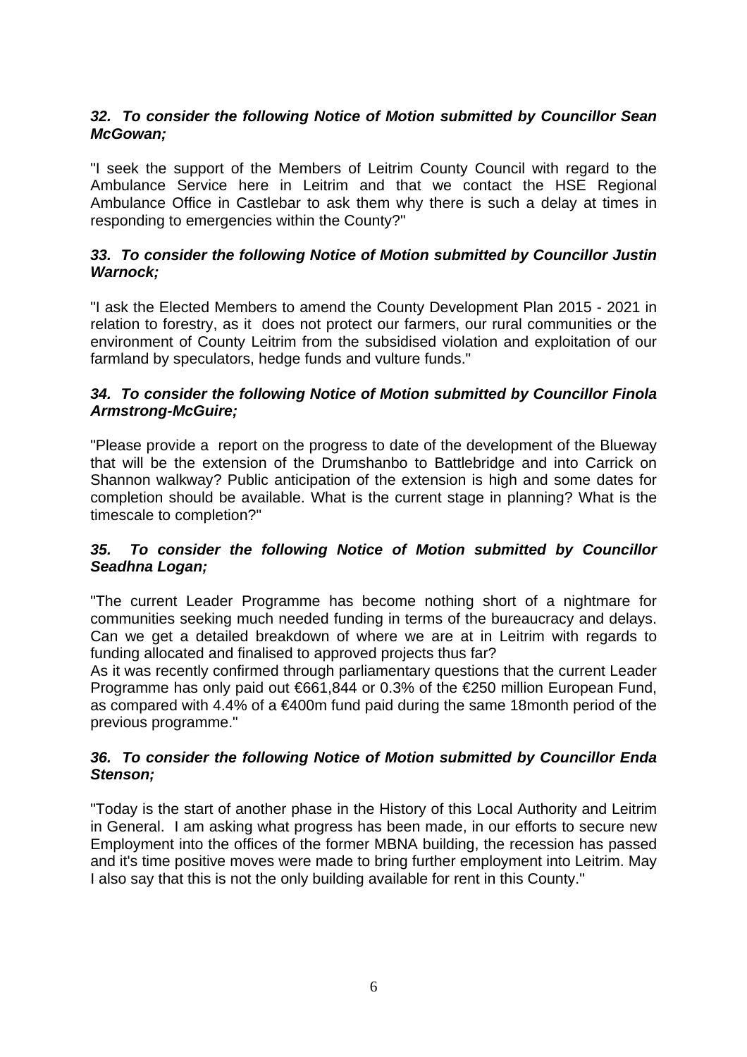***32. To consider the following Notice of Motion submitted by Councillor Sean McGowan;***

"I seek the support of the Members of Leitrim County Council with regard to the Ambulance Service here in Leitrim and that we contact the HSE Regional Ambulance Office in Castlebar to ask them why there is such a delay at times in responding to emergencies within the County?"

***33. To consider the following Notice of Motion submitted by Councillor Justin Warnock;***

"I ask the Elected Members to amend the County Development Plan 2015 - 2021 in relation to forestry, as it does not protect our farmers, our rural communities or the environment of County Leitrim from the subsidised violation and exploitation of our farmland by speculators, hedge funds and vulture funds."

***34. To consider the following Notice of Motion submitted by Councillor Finola Armstrong-McGuire;***

"Please provide a report on the progress to date of the development of the Blueway that will be the extension of the Drumshanbo to Battlebridge and into Carrick on Shannon walkway? Public anticipation of the extension is high and some dates for completion should be available. What is the current stage in planning? What is the timescale to completion?"

***35. To consider the following Notice of Motion submitted by Councillor Seadhna Logan;***

"The current Leader Programme has become nothing short of a nightmare for communities seeking much needed funding in terms of the bureaucracy and delays. Can we get a detailed breakdown of where we are at in Leitrim with regards to funding allocated and finalised to approved projects thus far?
As it was recently confirmed through parliamentary questions that the current Leader Programme has only paid out €661,844 or 0.3% of the €250 million European Fund, as compared with 4.4% of a €400m fund paid during the same 18month period of the previous programme."

***36. To consider the following Notice of Motion submitted by Councillor Enda Stenson;***

"Today is the start of another phase in the History of this Local Authority and Leitrim in General. I am asking what progress has been made, in our efforts to secure new Employment into the offices of the former MBNA building, the recession has passed and it's time positive moves were made to bring further employment into Leitrim. May I also say that this is not the only building available for rent in this County."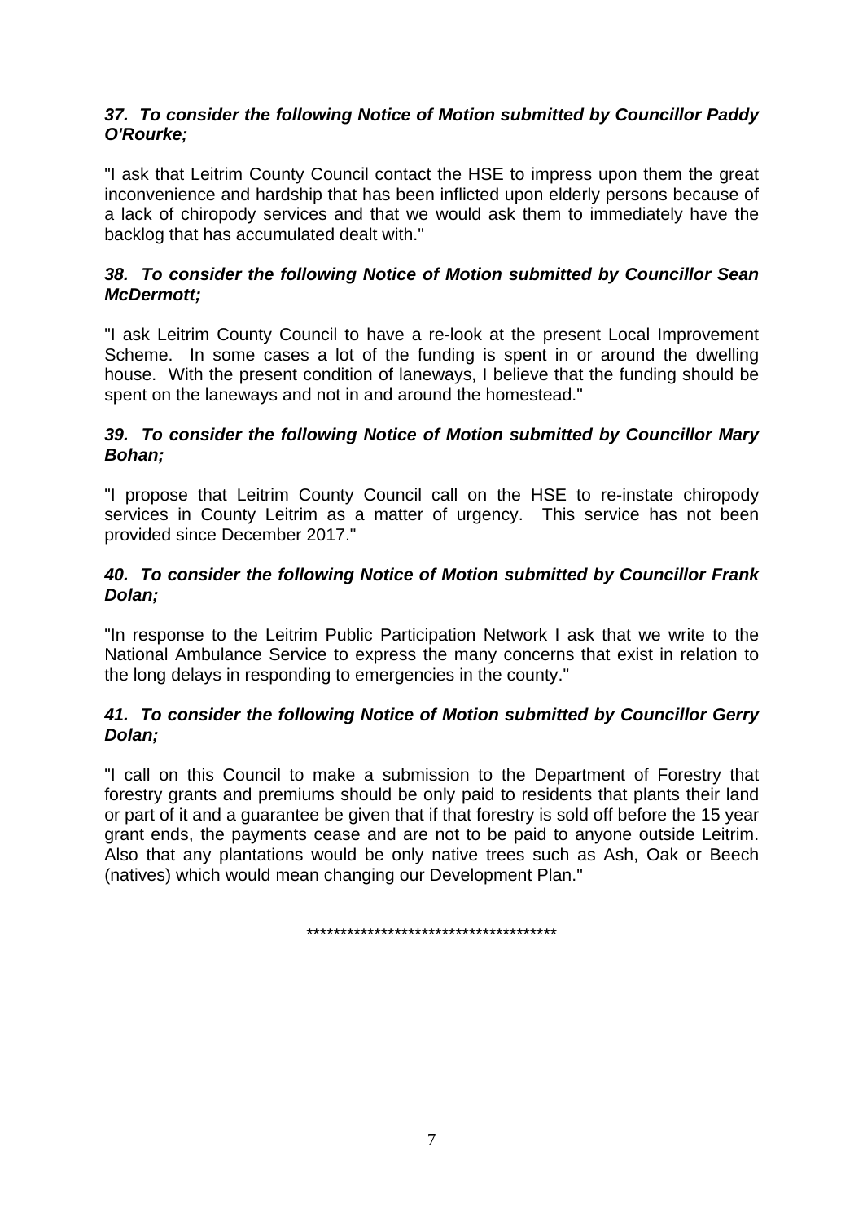***37. To consider the following Notice of Motion submitted by Councillor Paddy O'Rourke;***

"I ask that Leitrim County Council contact the HSE to impress upon them the great inconvenience and hardship that has been inflicted upon elderly persons because of a lack of chiropody services and that we would ask them to immediately have the backlog that has accumulated dealt with."

***38. To consider the following Notice of Motion submitted by Councillor Sean McDermott;***

"I ask Leitrim County Council to have a re-look at the present Local Improvement Scheme. In some cases a lot of the funding is spent in or around the dwelling house. With the present condition of laneways, I believe that the funding should be spent on the laneways and not in and around the homestead."

***39. To consider the following Notice of Motion submitted by Councillor Mary Bohan;***

"I propose that Leitrim County Council call on the HSE to re-instate chiropody services in County Leitrim as a matter of urgency. This service has not been provided since December 2017."

***40. To consider the following Notice of Motion submitted by Councillor Frank Dolan;***

"In response to the Leitrim Public Participation Network I ask that we write to the National Ambulance Service to express the many concerns that exist in relation to the long delays in responding to emergencies in the county."

***41. To consider the following Notice of Motion submitted by Councillor Gerry Dolan;***

"I call on this Council to make a submission to the Department of Forestry that forestry grants and premiums should be only paid to residents that plants their land or part of it and a guarantee be given that if that forestry is sold off before the 15 year grant ends, the payments cease and are not to be paid to anyone outside Leitrim. Also that any plantations would be only native trees such as Ash, Oak or Beech (natives) which would mean changing our Development Plan."

\*\*\*\*\*\*\*\*\*\*\*\*\*\*\*\*\*\*\*\*\*\*\*\*\*\*\*\*\*\*\*\*\*\*\*\*\*